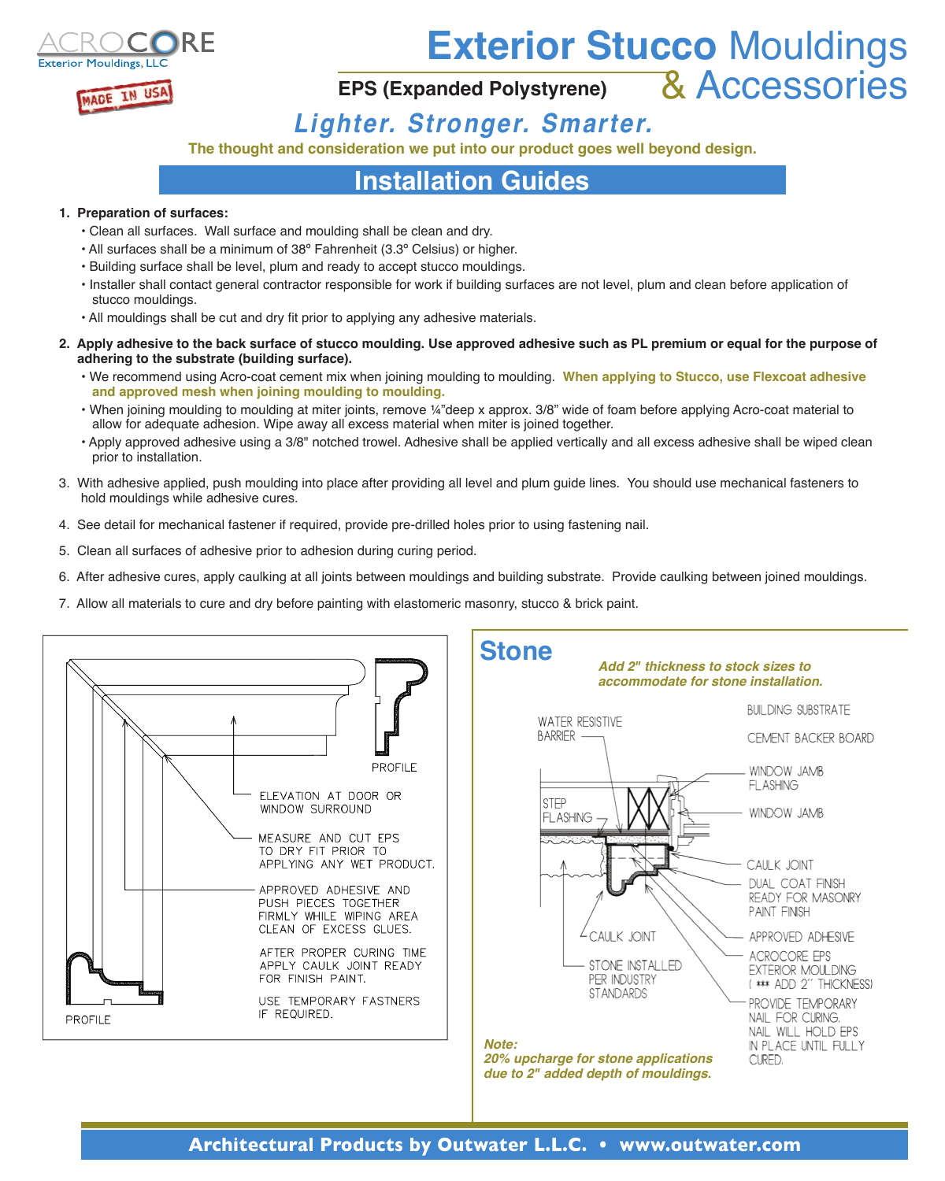ACROCORE
Exterior Mouldings, LLC

MADE IN USA

# Exterior Stucco Mouldings & Accessories

**EPS (Expanded Polystyrene)**

***Lighter. Stronger. Smarter.***

**The thought and consideration we put into our product goes well beyond design.**

## Installation Guides

1. **Preparation of surfaces:**
   - Clean all surfaces. Wall surface and moulding shall be clean and dry.
   - All surfaces shall be a minimum of 38º Fahrenheit (3.3º Celsius) or higher.
   - Building surface shall be level, plum and ready to accept stucco mouldings.
   - Installer shall contact general contractor responsible for work if building surfaces are not level, plum and clean before application of stucco mouldings.
   - All mouldings shall be cut and dry fit prior to applying any adhesive materials.
2. **Apply adhesive to the back surface of stucco moulding. Use approved adhesive such as PL premium or equal for the purpose of adhering to the substrate (building surface).**
   - We recommend using Acro-coat cement mix when joining moulding to moulding. **When applying to Stucco, use Flexcoat adhesive and approved mesh when joining moulding to moulding.**
   - When joining moulding to moulding at miter joints, remove ¼"deep x approx. 3/8" wide of foam before applying Acro-coat material to allow for adequate adhesion. Wipe away all excess material when miter is joined together.
   - Apply approved adhesive using a 3/8" notched trowel. Adhesive shall be applied vertically and all excess adhesive shall be wiped clean prior to installation.
3. With adhesive applied, push moulding into place after providing all level and plum guide lines. You should use mechanical fasteners to hold mouldings while adhesive cures.
4. See detail for mechanical fastener if required, provide pre-drilled holes prior to using fastening nail.
5. Clean all surfaces of adhesive prior to adhesion during curing period.
6. After adhesive cures, apply caulking at all joints between mouldings and building substrate. Provide caulking between joined mouldings.
7. Allow all materials to cure and dry before painting with elastomeric masonry, stucco & brick paint.

PROFILE

ELEVATION AT DOOR OR WINDOW SURROUND

MEASURE AND CUT EPS TO DRY FIT PRIOR TO APPLYING ANY WET PRODUCT.

APPROVED ADHESIVE AND PUSH PIECES TOGETHER FIRMLY WHILE WIPING AREA CLEAN OF EXCESS GLUES.

AFTER PROPER CURING TIME APPLY CAULK JOINT READY FOR FINISH PAINT.

USE TEMPORARY FASTNERS IF REQUIRED.

PROFILE

## Stone

***Add 2" thickness to stock sizes to accommodate for stone installation.***

WATER RESISTIVE BARRIER

BUILDING SUBSTRATE

CEMENT BACKER BOARD

WINDOW JAMB FLASHING

STEP FLASHING

WINDOW JAMB

CAULK JOINT

DUAL COAT FINISH READY FOR MASONRY PAINT FINISH

CAULK JOINT

APPROVED ADHESIVE

STONE INSTALLED PER INDUSTRY STANDARDS

ACROCORE EPS EXTERIOR MOULDING ( *** ADD 2" THICKNESS)

PROVIDE TEMPORARY NAIL FOR CURING. NAIL WILL HOLD EPS IN PLACE UNTIL FULLY CURED.

***Note:***
***20% upcharge for stone applications due to 2" added depth of mouldings.***

**Architectural Products by Outwater L.L.C. • www.outwater.com**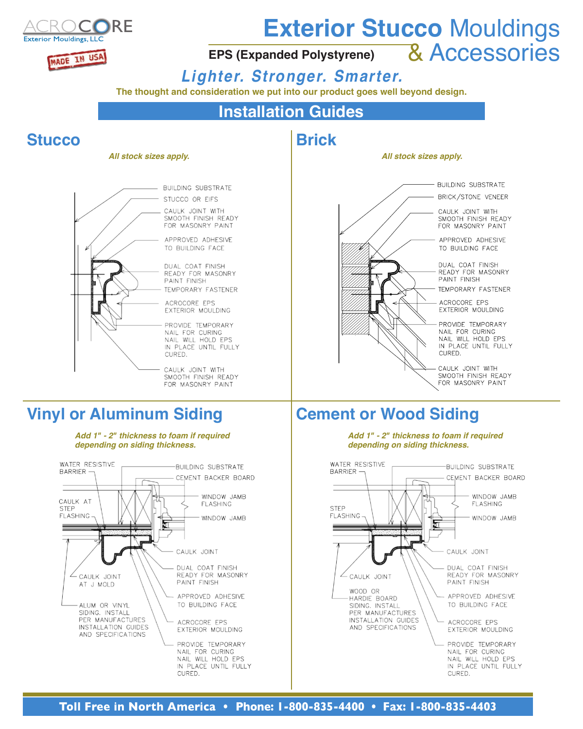ACROCORE
Exterior Mouldings, LLC

MADE IN USA

# Exterior Stucco Mouldings & Accessories

**EPS (Expanded Polystyrene)**

*Lighter. Stronger. Smarter.*

**The thought and consideration we put into our product goes well beyond design.**

## Installation Guides

### Stucco

*All stock sizes apply.*

BUILDING SUBSTRATE
STUCCO OR EIFS
CAULK JOINT WITH SMOOTH FINISH READY FOR MASONRY PAINT
APPROVED ADHESIVE TO BUILDING FACE
DUAL COAT FINISH READY FOR MASONRY PAINT FINISH
TEMPORARY FASTENER
ACROCORE EPS EXTERIOR MOULDING
PROVIDE TEMPORARY NAIL FOR CURING NAIL WILL HOLD EPS IN PLACE UNTIL FULLY CURED.
CAULK JOINT WITH SMOOTH FINISH READY FOR MASONRY PAINT

### Brick

*All stock sizes apply.*

BUILDING SUBSTRATE
BRICK/STONE VENEER
CAULK JOINT WITH SMOOTH FINISH READY FOR MASONRY PAINT
APPROVED ADHESIVE TO BUILDING FACE
DUAL COAT FINISH READY FOR MASONRY PAINT FINISH
TEMPORARY FASTENER
ACROCORE EPS EXTERIOR MOULDING
PROVIDE TEMPORARY NAIL FOR CURING NAIL WILL HOLD EPS IN PLACE UNTIL FULLY CURED.
CAULK JOINT WITH SMOOTH FINISH READY FOR MASONRY PAINT

### Vinyl or Aluminum Siding

*Add 1" - 2" thickness to foam if required depending on siding thickness.*

WATER RESISTIVE BARRIER
BUILDING SUBSTRATE
CEMENT BACKER BOARD
CAULK AT STEP FLASHING
WINDOW JAMB FLASHING
WINDOW JAMB
CAULK JOINT
CAULK JOINT AT J MOLD
DUAL COAT FINISH READY FOR MASONRY PAINT FINISH
APPROVED ADHESIVE TO BUILDING FACE
ALUM OR VINYL SIDING. INSTALL PER MANUFACTURES INSTALLATION GUIDES AND SPECIFICATIONS
ACROCORE EPS EXTERIOR MOULDING
PROVIDE TEMPORARY NAIL FOR CURING NAIL WILL HOLD EPS IN PLACE UNTIL FULLY CURED.

### Cement or Wood Siding

*Add 1" - 2" thickness to foam if required depending on siding thickness.*

WATER RESISTIVE BARRIER
BUILDING SUBSTRATE
CEMENT BACKER BOARD
STEP FLASHING
WINDOW JAMB FLASHING
WINDOW JAMB
CAULK JOINT
CAULK JOINT
DUAL COAT FINISH READY FOR MASONRY PAINT FINISH
WOOD OR HARDIE BOARD SIDING. INSTALL PER MANUFACTURES INSTALLATION GUIDES AND SPECIFICATIONS
APPROVED ADHESIVE TO BUILDING FACE
ACROCORE EPS EXTERIOR MOULDING
PROVIDE TEMPORARY NAIL FOR CURING NAIL WILL HOLD EPS IN PLACE UNTIL FULLY CURED.

**Toll Free in North America • Phone: 1-800-835-4400 • Fax: 1-800-835-4403**